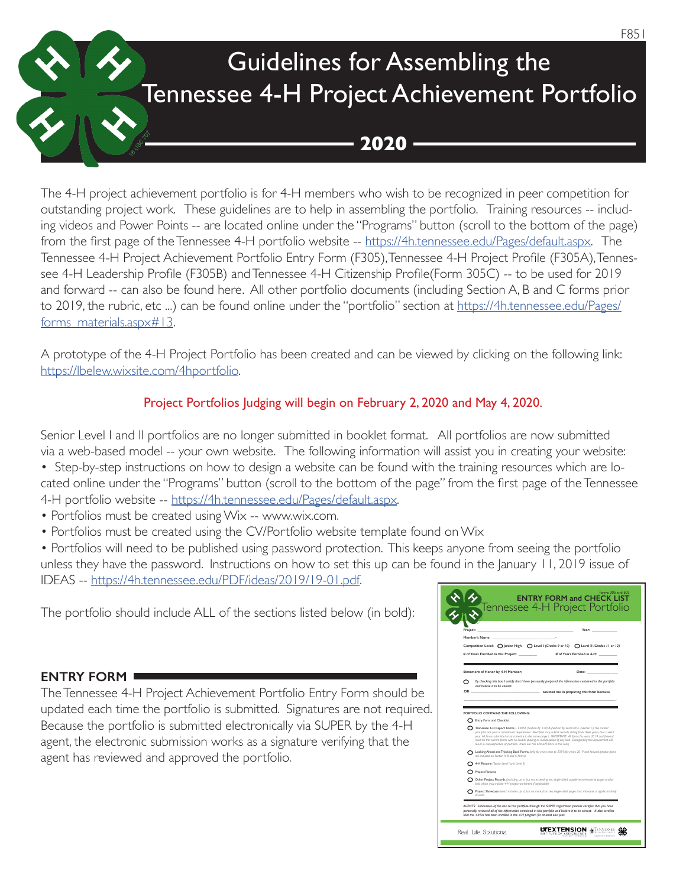F851

# Guidelines for Assembling the Tennessee 4-H Project Achievement Portfolio

## 2020

The 4-H project achievement portfolio is for 4-H members who wish to be recognized in peer competition for outstanding project work. These guidelines are to help in assembling the portfolio. Training resources -- including videos and Power Points -- are located online under the "Programs" button (scroll to the bottom of the page) from the first page of the Tennessee 4-H portfolio website -- https://4h.tennessee.edu/Pages/default.aspx. The Tennessee 4-H Project Achievement Portfolio Entry Form (F305), Tennessee 4-H Project Profile (F305A), Tennessee 4-H Leadership Profile (F305B) and Tennessee 4-H Citizenship Profile(Form 305C) -- to be used for 2019 and forward -- can also be found here. All other portfolio documents (including Section A, B and C forms prior to 2019, the rubric, etc ...) can be found online under the "portfolio" section at https://4h.tennessee.edu/Pages/forms_materials.aspx#13.

A prototype of the 4-H Project Portfolio has been created and can be viewed by clicking on the following link: https://lbelew.wixsite.com/4hportfolio.

Project Portfolios Judging will begin on February 2, 2020 and May 4, 2020.

Senior Level I and II portfolios are no longer submitted in booklet format. All portfolios are now submitted via a web-based model -- your own website. The following information will assist you in creating your website:

- Step-by-step instructions on how to design a website can be found with the training resources which are located online under the "Programs" button (scroll to the bottom of the page" from the first page of the Tennessee 4-H portfolio website -- https://4h.tennessee.edu/Pages/default.aspx.
- Portfolios must be created using Wix -- www.wix.com.
- Portfolios must be created using the CV/Portfolio website template found on Wix
- Portfolios will need to be published using password protection. This keeps anyone from seeing the portfolio unless they have the password. Instructions on how to set this up can be found in the January 11, 2019 issue of IDEAS -- https://4h.tennessee.edu/PDF/ideas/2019/19-01.pdf.

The portfolio should include ALL of the sections listed below (in bold):

### ENTRY FORM

The Tennessee 4-H Project Achievement Portfolio Entry Form should be updated each time the portfolio is submitted. Signatures are not required. Because the portfolio is submitted electronically via SUPER by the 4-H agent, the electronic submission works as a signature verifying that the agent has reviewed and approved the portfolio.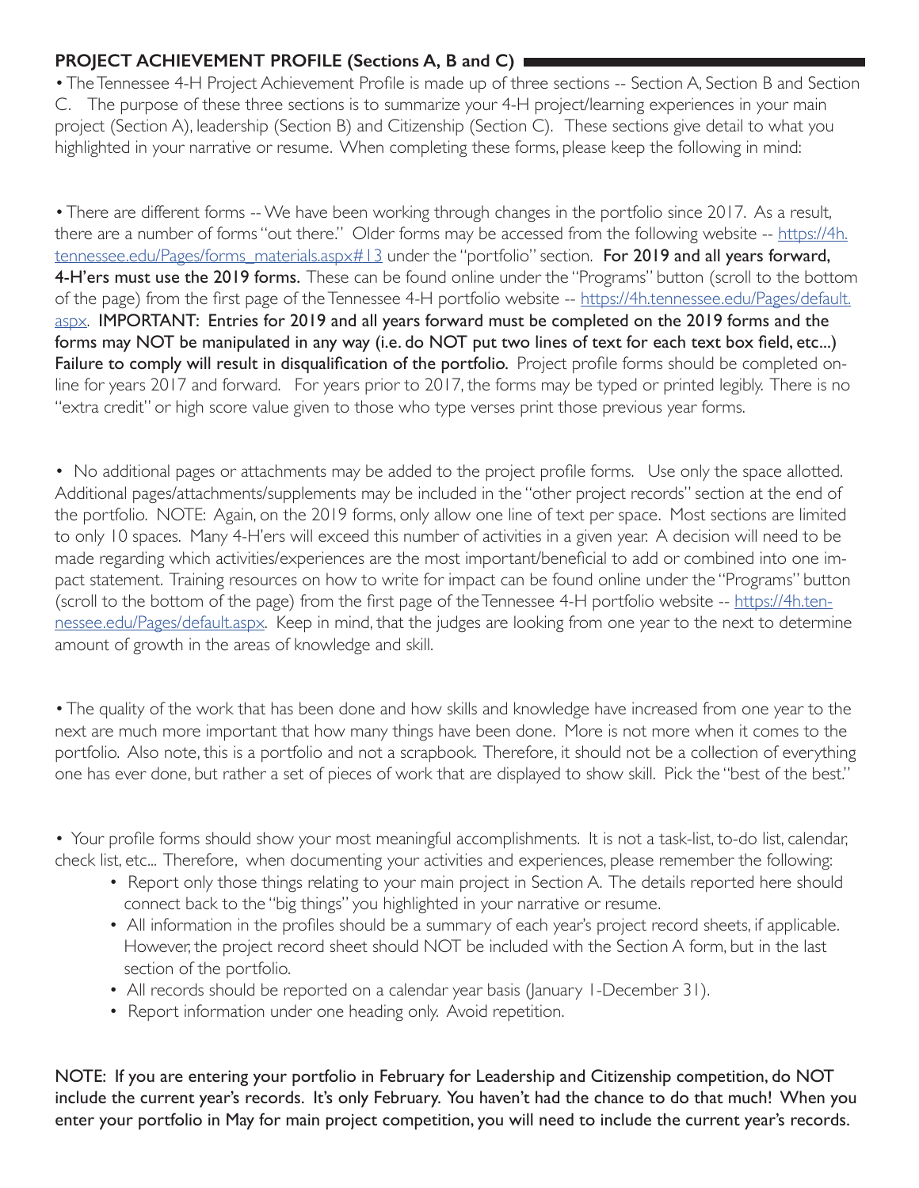## PROJECT ACHIEVEMENT PROFILE (Sections A, B and C)

• The Tennessee 4-H Project Achievement Profile is made up of three sections -- Section A, Section B and Section C. The purpose of these three sections is to summarize your 4-H project/learning experiences in your main project (Section A), leadership (Section B) and Citizenship (Section C). These sections give detail to what you highlighted in your narrative or resume. When completing these forms, please keep the following in mind:

• There are different forms -- We have been working through changes in the portfolio since 2017. As a result, there are a number of forms "out there." Older forms may be accessed from the following website -- https://4h.tennessee.edu/Pages/forms_materials.aspx#13 under the "portfolio" section. **For 2019 and all years forward, 4-H'ers must use the 2019 forms.** These can be found online under the "Programs" button (scroll to the bottom of the page) from the first page of the Tennessee 4-H portfolio website -- https://4h.tennessee.edu/Pages/default.aspx. **IMPORTANT: Entries for 2019 and all years forward must be completed on the 2019 forms and the forms may NOT be manipulated in any way (i.e. do NOT put two lines of text for each text box field, etc...) Failure to comply will result in disqualification of the portfolio.** Project profile forms should be completed on-line for years 2017 and forward. For years prior to 2017, the forms may be typed or printed legibly. There is no "extra credit" or high score value given to those who type verses print those previous year forms.

• No additional pages or attachments may be added to the project profile forms. Use only the space allotted. Additional pages/attachments/supplements may be included in the "other project records" section at the end of the portfolio. NOTE: Again, on the 2019 forms, only allow one line of text per space. Most sections are limited to only 10 spaces. Many 4-H'ers will exceed this number of activities in a given year. A decision will need to be made regarding which activities/experiences are the most important/beneficial to add or combined into one impact statement. Training resources on how to write for impact can be found online under the "Programs" button (scroll to the bottom of the page) from the first page of the Tennessee 4-H portfolio website -- https://4h.tennessee.edu/Pages/default.aspx. Keep in mind, that the judges are looking from one year to the next to determine amount of growth in the areas of knowledge and skill.

• The quality of the work that has been done and how skills and knowledge have increased from one year to the next are much more important that how many things have been done. More is not more when it comes to the portfolio. Also note, this is a portfolio and not a scrapbook. Therefore, it should not be a collection of everything one has ever done, but rather a set of pieces of work that are displayed to show skill. Pick the "best of the best."

• Your profile forms should show your most meaningful accomplishments. It is not a task-list, to-do list, calendar, check list, etc... Therefore, when documenting your activities and experiences, please remember the following:

- Report only those things relating to your main project in Section A. The details reported here should connect back to the "big things" you highlighted in your narrative or resume.
- All information in the profiles should be a summary of each year's project record sheets, if applicable. However, the project record sheet should NOT be included with the Section A form, but in the last section of the portfolio.
- All records should be reported on a calendar year basis (January 1-December 31).
- Report information under one heading only. Avoid repetition.

NOTE: If you are entering your portfolio in February for Leadership and Citizenship competition, do NOT include the current year's records. It's only February. You haven't had the chance to do that much! When you enter your portfolio in May for main project competition, you will need to include the current year's records.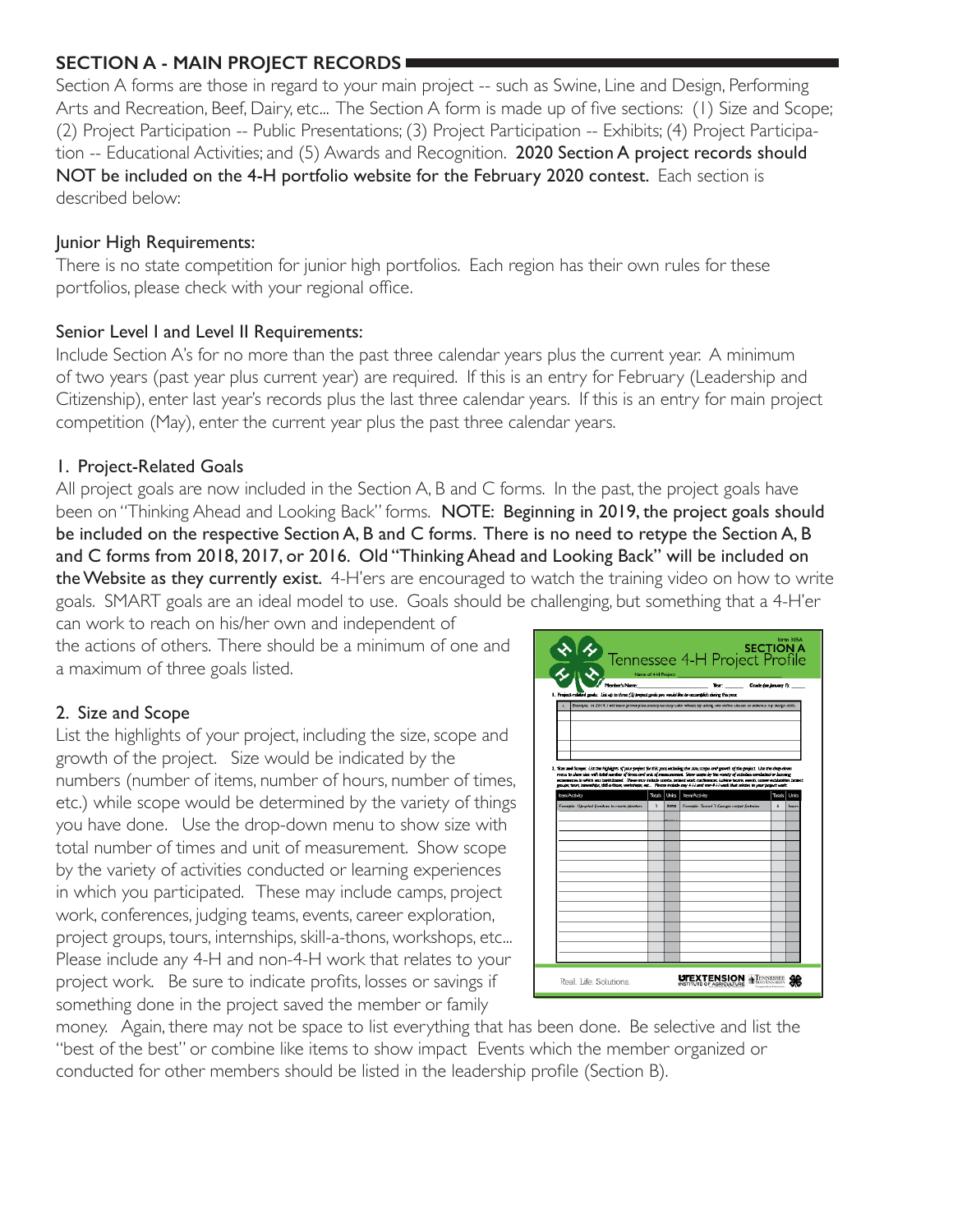## SECTION A - MAIN PROJECT RECORDS

Section A forms are those in regard to your main project -- such as Swine, Line and Design, Performing Arts and Recreation, Beef, Dairy, etc... The Section A form is made up of five sections: (1) Size and Scope; (2) Project Participation -- Public Presentations; (3) Project Participation -- Exhibits; (4) Project Participation -- Educational Activities; and (5) Awards and Recognition. **2020 Section A project records should NOT be included on the 4-H portfolio website for the February 2020 contest.** Each section is described below:

### Junior High Requirements:

There is no state competition for junior high portfolios. Each region has their own rules for these portfolios, please check with your regional office.

### Senior Level I and Level II Requirements:

Include Section A's for no more than the past three calendar years plus the current year. A minimum of two years (past year plus current year) are required. If this is an entry for February (Leadership and Citizenship), enter last year's records plus the last three calendar years. If this is an entry for main project competition (May), enter the current year plus the past three calendar years.

### 1. Project-Related Goals

All project goals are now included in the Section A, B and C forms. In the past, the project goals have been on "Thinking Ahead and Looking Back" forms. **NOTE: Beginning in 2019, the project goals should be included on the respective Section A, B and C forms. There is no need to retype the Section A, B and C forms from 2018, 2017, or 2016. Old "Thinking Ahead and Looking Back" will be included on the Website as they currently exist.** 4-H'ers are encouraged to watch the training video on how to write goals. SMART goals are an ideal model to use. Goals should be challenging, but something that a 4-H'er can work to reach on his/her own and independent of the actions of others. There should be a minimum of one and a maximum of three goals listed.

### 2. Size and Scope

List the highlights of your project, including the size, scope and growth of the project. Size would be indicated by the numbers (number of items, number of hours, number of times, etc.) while scope would be determined by the variety of things you have done. Use the drop-down menu to show size with total number of times and unit of measurement. Show scope by the variety of activities conducted or learning experiences in which you participated. These may include camps, project work, conferences, judging teams, events, career exploration, project groups, tours, internships, skill-a-thons, workshops, etc... Please include any 4-H and non-4-H work that relates to your project work. Be sure to indicate profits, losses or savings if something done in the project saved the member or family money. Again, there may not be space to list everything that has been done. Be selective and list the "best of the best" or combine like items to show impact Events which the member organized or conducted for other members should be listed in the leadership profile (Section B).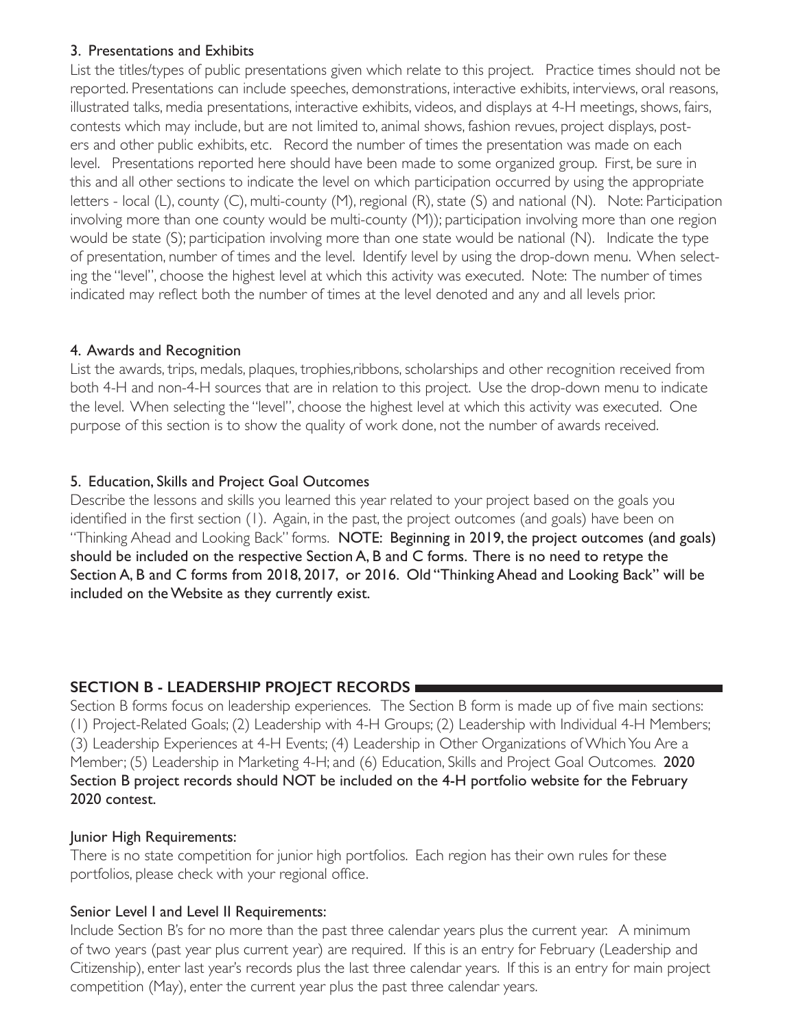3. Presentations and Exhibits

List the titles/types of public presentations given which relate to this project. Practice times should not be reported. Presentations can include speeches, demonstrations, interactive exhibits, interviews, oral reasons, illustrated talks, media presentations, interactive exhibits, videos, and displays at 4-H meetings, shows, fairs, contests which may include, but are not limited to, animal shows, fashion revues, project displays, posters and other public exhibits, etc. Record the number of times the presentation was made on each level. Presentations reported here should have been made to some organized group. First, be sure in this and all other sections to indicate the level on which participation occurred by using the appropriate letters - local (L), county (C), multi-county (M), regional (R), state (S) and national (N). Note: Participation involving more than one county would be multi-county (M)); participation involving more than one region would be state (S); participation involving more than one state would be national (N). Indicate the type of presentation, number of times and the level. Identify level by using the drop-down menu. When selecting the "level", choose the highest level at which this activity was executed. Note: The number of times indicated may reflect both the number of times at the level denoted and any and all levels prior.

4. Awards and Recognition

List the awards, trips, medals, plaques, trophies,ribbons, scholarships and other recognition received from both 4-H and non-4-H sources that are in relation to this project. Use the drop-down menu to indicate the level. When selecting the "level", choose the highest level at which this activity was executed. One purpose of this section is to show the quality of work done, not the number of awards received.

5. Education, Skills and Project Goal Outcomes

Describe the lessons and skills you learned this year related to your project based on the goals you identified in the first section (1). Again, in the past, the project outcomes (and goals) have been on "Thinking Ahead and Looking Back" forms. **NOTE: Beginning in 2019, the project outcomes (and goals) should be included on the respective Section A, B and C forms. There is no need to retype the Section A, B and C forms from 2018, 2017, or 2016. Old "Thinking Ahead and Looking Back" will be included on the Website as they currently exist.**

## SECTION B - LEADERSHIP PROJECT RECORDS

Section B forms focus on leadership experiences. The Section B form is made up of five main sections: (1) Project-Related Goals; (2) Leadership with 4-H Groups; (2) Leadership with Individual 4-H Members; (3) Leadership Experiences at 4-H Events; (4) Leadership in Other Organizations of Which You Are a Member; (5) Leadership in Marketing 4-H; and (6) Education, Skills and Project Goal Outcomes. **2020 Section B project records should NOT be included on the 4-H portfolio website for the February 2020 contest.**

Junior High Requirements:

There is no state competition for junior high portfolios. Each region has their own rules for these portfolios, please check with your regional office.

Senior Level I and Level II Requirements:

Include Section B's for no more than the past three calendar years plus the current year. A minimum of two years (past year plus current year) are required. If this is an entry for February (Leadership and Citizenship), enter last year's records plus the last three calendar years. If this is an entry for main project competition (May), enter the current year plus the past three calendar years.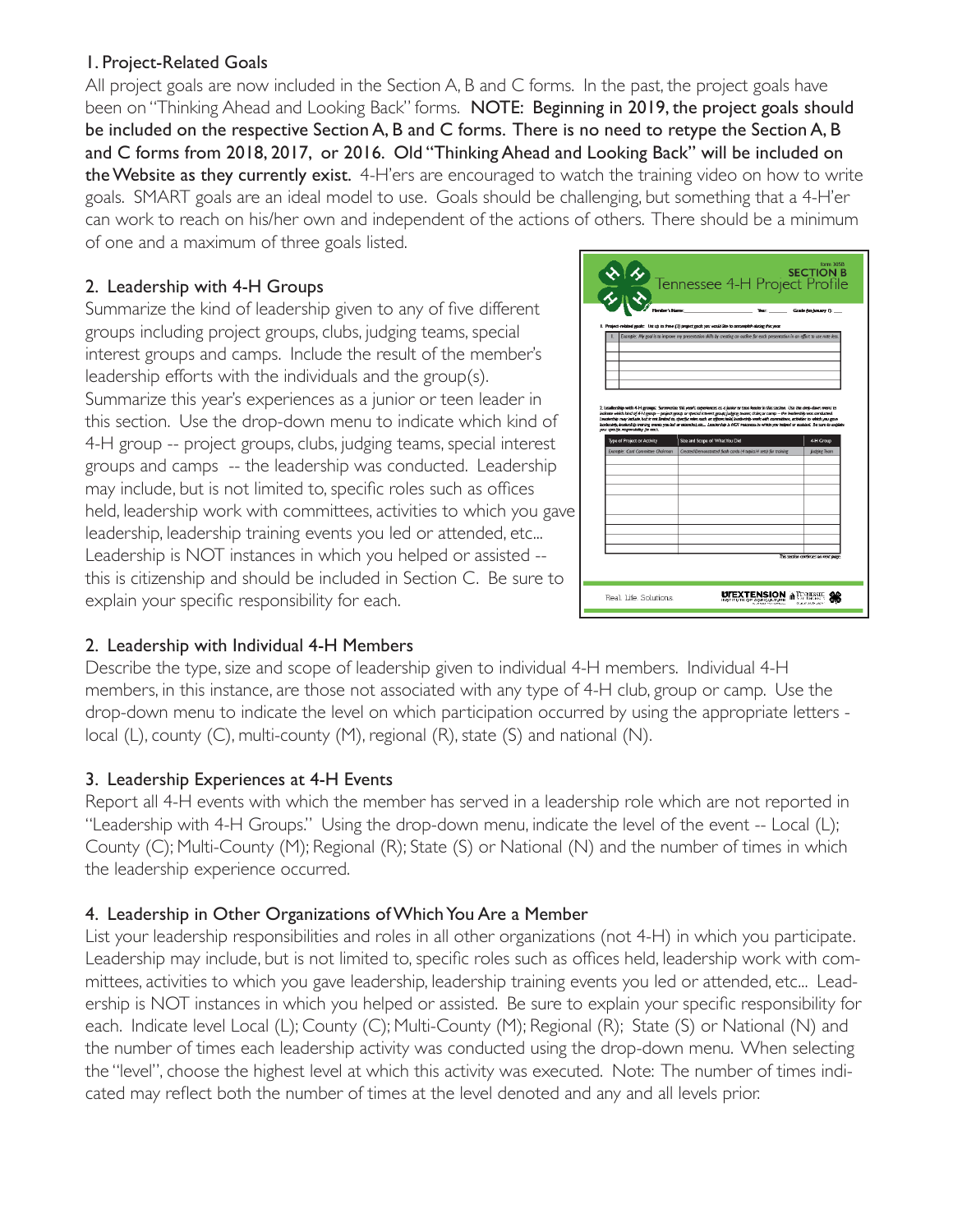## 1. Project-Related Goals

All project goals are now included in the Section A, B and C forms. In the past, the project goals have been on "Thinking Ahead and Looking Back" forms. **NOTE: Beginning in 2019, the project goals should be included on the respective Section A, B and C forms. There is no need to retype the Section A, B and C forms from 2018, 2017, or 2016. Old "Thinking Ahead and Looking Back" will be included on the Website as they currently exist.** 4-H'ers are encouraged to watch the training video on how to write goals. SMART goals are an ideal model to use. Goals should be challenging, but something that a 4-H'er can work to reach on his/her own and independent of the actions of others. There should be a minimum of one and a maximum of three goals listed.

## 2. Leadership with 4-H Groups

Summarize the kind of leadership given to any of five different groups including project groups, clubs, judging teams, special interest groups and camps. Include the result of the member's leadership efforts with the individuals and the group(s). Summarize this year's experiences as a junior or teen leader in this section. Use the drop-down menu to indicate which kind of 4-H group -- project groups, clubs, judging teams, special interest groups and camps -- the leadership was conducted. Leadership may include, but is not limited to, specific roles such as offices held, leadership work with committees, activities to which you gave leadership, leadership training events you led or attended, etc... Leadership is NOT instances in which you helped or assisted -- this is citizenship and should be included in Section C. Be sure to explain your specific responsibility for each.

## 2. Leadership with Individual 4-H Members

Describe the type, size and scope of leadership given to individual 4-H members. Individual 4-H members, in this instance, are those not associated with any type of 4-H club, group or camp. Use the drop-down menu to indicate the level on which participation occurred by using the appropriate letters - local (L), county (C), multi-county (M), regional (R), state (S) and national (N).

## 3. Leadership Experiences at 4-H Events

Report all 4-H events with which the member has served in a leadership role which are not reported in "Leadership with 4-H Groups." Using the drop-down menu, indicate the level of the event -- Local (L); County (C); Multi-County (M); Regional (R); State (S) or National (N) and the number of times in which the leadership experience occurred.

## 4. Leadership in Other Organizations of Which You Are a Member

List your leadership responsibilities and roles in all other organizations (not 4-H) in which you participate. Leadership may include, but is not limited to, specific roles such as offices held, leadership work with committees, activities to which you gave leadership, leadership training events you led or attended, etc... Leadership is NOT instances in which you helped or assisted. Be sure to explain your specific responsibility for each. Indicate level Local (L); County (C); Multi-County (M); Regional (R); State (S) or National (N) and the number of times each leadership activity was conducted using the drop-down menu. When selecting the "level", choose the highest level at which this activity was executed. Note: The number of times indicated may reflect both the number of times at the level denoted and any and all levels prior.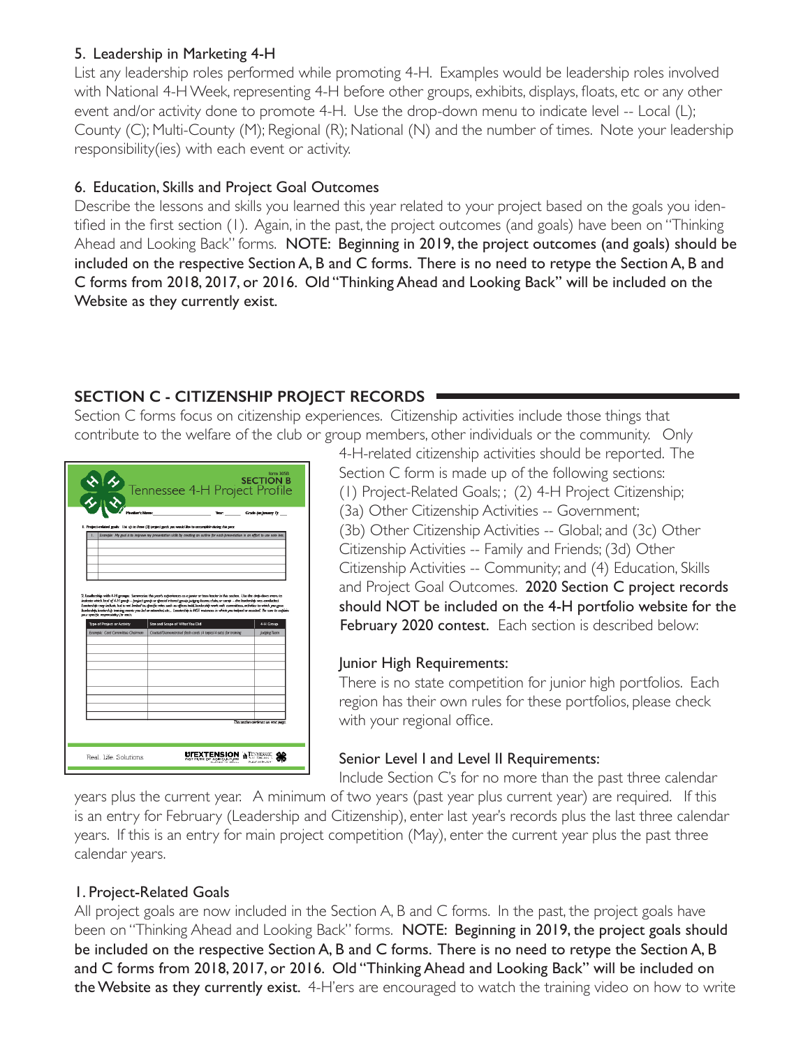5. Leadership in Marketing 4-H

List any leadership roles performed while promoting 4-H. Examples would be leadership roles involved with National 4-H Week, representing 4-H before other groups, exhibits, displays, floats, etc or any other event and/or activity done to promote 4-H. Use the drop-down menu to indicate level -- Local (L); County (C); Multi-County (M); Regional (R); National (N) and the number of times. Note your leadership responsibility(ies) with each event or activity.

6. Education, Skills and Project Goal Outcomes

Describe the lessons and skills you learned this year related to your project based on the goals you identified in the first section (1). Again, in the past, the project outcomes (and goals) have been on "Thinking Ahead and Looking Back" forms. **NOTE: Beginning in 2019, the project outcomes (and goals) should be included on the respective Section A, B and C forms. There is no need to retype the Section A, B and C forms from 2018, 2017, or 2016. Old "Thinking Ahead and Looking Back" will be included on the Website as they currently exist.**

## SECTION C - CITIZENSHIP PROJECT RECORDS

Section C forms focus on citizenship experiences. Citizenship activities include those things that contribute to the welfare of the club or group members, other individuals or the community. Only 4-H-related citizenship activities should be reported. The Section C form is made up of the following sections: (1) Project-Related Goals; ; (2) 4-H Project Citizenship; (3a) Other Citizenship Activities -- Government; (3b) Other Citizenship Activities -- Global; and (3c) Other Citizenship Activities -- Family and Friends; (3d) Other Citizenship Activities -- Community; and (4) Education, Skills and Project Goal Outcomes. **2020 Section C project records should NOT be included on the 4-H portfolio website for the February 2020 contest.** Each section is described below:

Junior High Requirements:

There is no state competition for junior high portfolios. Each region has their own rules for these portfolios, please check with your regional office.

Senior Level I and Level II Requirements:

Include Section C's for no more than the past three calendar years plus the current year. A minimum of two years (past year plus current year) are required. If this is an entry for February (Leadership and Citizenship), enter last year's records plus the last three calendar years. If this is an entry for main project competition (May), enter the current year plus the past three calendar years.

1. Project-Related Goals

All project goals are now included in the Section A, B and C forms. In the past, the project goals have been on "Thinking Ahead and Looking Back" forms. **NOTE: Beginning in 2019, the project goals should be included on the respective Section A, B and C forms. There is no need to retype the Section A, B and C forms from 2018, 2017, or 2016. Old "Thinking Ahead and Looking Back" will be included on the Website as they currently exist.** 4-H'ers are encouraged to watch the training video on how to write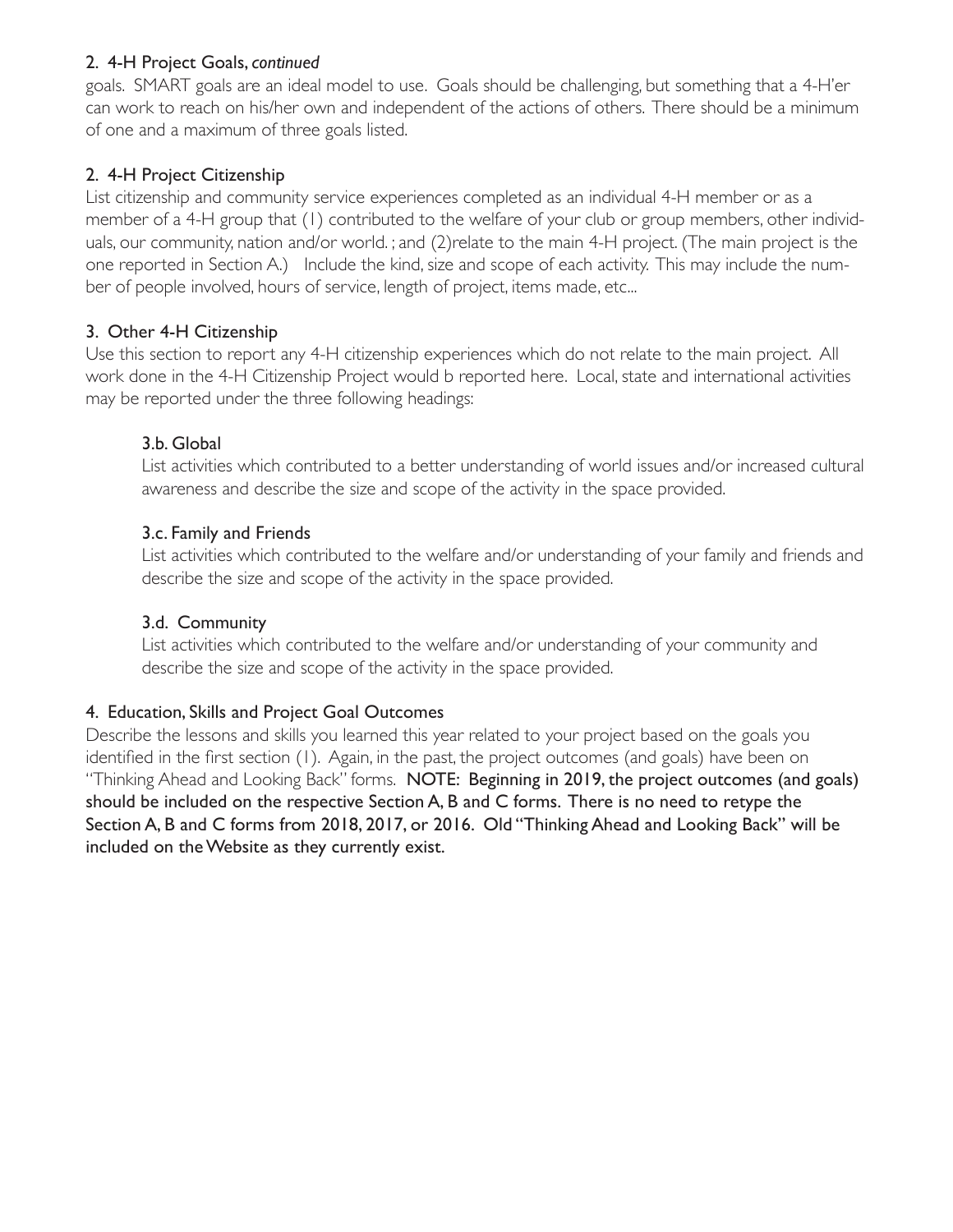## 2. 4-H Project Goals, *continued*

goals. SMART goals are an ideal model to use. Goals should be challenging, but something that a 4-H'er can work to reach on his/her own and independent of the actions of others. There should be a minimum of one and a maximum of three goals listed.

## 2. 4-H Project Citizenship

List citizenship and community service experiences completed as an individual 4-H member or as a member of a 4-H group that (1) contributed to the welfare of your club or group members, other individuals, our community, nation and/or world. ; and (2)relate to the main 4-H project. (The main project is the one reported in Section A.) Include the kind, size and scope of each activity. This may include the number of people involved, hours of service, length of project, items made, etc...

## 3. Other 4-H Citizenship

Use this section to report any 4-H citizenship experiences which do not relate to the main project. All work done in the 4-H Citizenship Project would b reported here. Local, state and international activities may be reported under the three following headings:

### 3.b. Global

List activities which contributed to a better understanding of world issues and/or increased cultural awareness and describe the size and scope of the activity in the space provided.

### 3.c. Family and Friends

List activities which contributed to the welfare and/or understanding of your family and friends and describe the size and scope of the activity in the space provided.

### 3.d. Community

List activities which contributed to the welfare and/or understanding of your community and describe the size and scope of the activity in the space provided.

## 4. Education, Skills and Project Goal Outcomes

Describe the lessons and skills you learned this year related to your project based on the goals you identified in the first section (1). Again, in the past, the project outcomes (and goals) have been on "Thinking Ahead and Looking Back" forms. **NOTE: Beginning in 2019, the project outcomes (and goals) should be included on the respective Section A, B and C forms. There is no need to retype the Section A, B and C forms from 2018, 2017, or 2016. Old "Thinking Ahead and Looking Back" will be included on the Website as they currently exist.**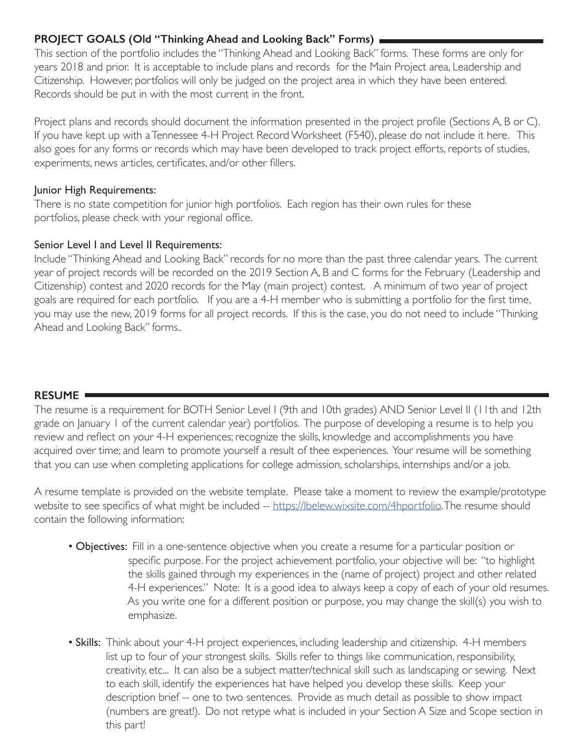## PROJECT GOALS (Old "Thinking Ahead and Looking Back" Forms)

This section of the portfolio includes the "Thinking Ahead and Looking Back" forms. These forms are only for years 2018 and prior. It is acceptable to include plans and records for the Main Project area, Leadership and Citizenship. However, portfolios will only be judged on the project area in which they have been entered. Records should be put in with the most current in the front.

Project plans and records should document the information presented in the project profile (Sections A, B or C). If you have kept up with a Tennessee 4-H Project Record Worksheet (F540), please do not include it here. This also goes for any forms or records which may have been developed to track project efforts, reports of studies, experiments, news articles, certificates, and/or other fillers.

### Junior High Requirements:

There is no state competition for junior high portfolios. Each region has their own rules for these portfolios, please check with your regional office.

### Senior Level I and Level II Requirements:

Include "Thinking Ahead and Looking Back" records for no more than the past three calendar years. The current year of project records will be recorded on the 2019 Section A, B and C forms for the February (Leadership and Citizenship) contest and 2020 records for the May (main project) contest. A minimum of two year of project goals are required for each portfolio. If you are a 4-H member who is submitting a portfolio for the first time, you may use the new, 2019 forms for all project records. If this is the case, you do not need to include "Thinking Ahead and Looking Back" forms..

## RESUME

The resume is a requirement for BOTH Senior Level I (9th and 10th grades) AND Senior Level II (11th and 12th grade on January 1 of the current calendar year) portfolios. The purpose of developing a resume is to help you review and reflect on your 4-H experiences; recognize the skills, knowledge and accomplishments you have acquired over time; and learn to promote yourself a result of thee experiences. Your resume will be something that you can use when completing applications for college admission, scholarships, internships and/or a job.

A resume template is provided on the website template. Please take a moment to review the example/prototype website to see specifics of what might be included -- https://lbelew.wixsite.com/4hportfolio. The resume should contain the following information:

- **Objectives:** Fill in a one-sentence objective when you create a resume for a particular position or specific purpose. For the project achievement portfolio, your objective will be: "to highlight the skills gained through my experiences in the (name of project) project and other related 4-H experiences." Note: It is a good idea to always keep a copy of each of your old resumes. As you write one for a different position or purpose, you may change the skill(s) you wish to emphasize.

- **Skills:** Think about your 4-H project experiences, including leadership and citizenship. 4-H members list up to four of your strongest skills. Skills refer to things like communication, responsibility, creativity, etc... It can also be a subject matter/technical skill such as landscaping or sewing. Next to each skill, identify the experiences hat have helped you develop these skills. Keep your description brief -- one to two sentences. Provide as much detail as possible to show impact (numbers are great!). Do not retype what is included in your Section A Size and Scope section in this part!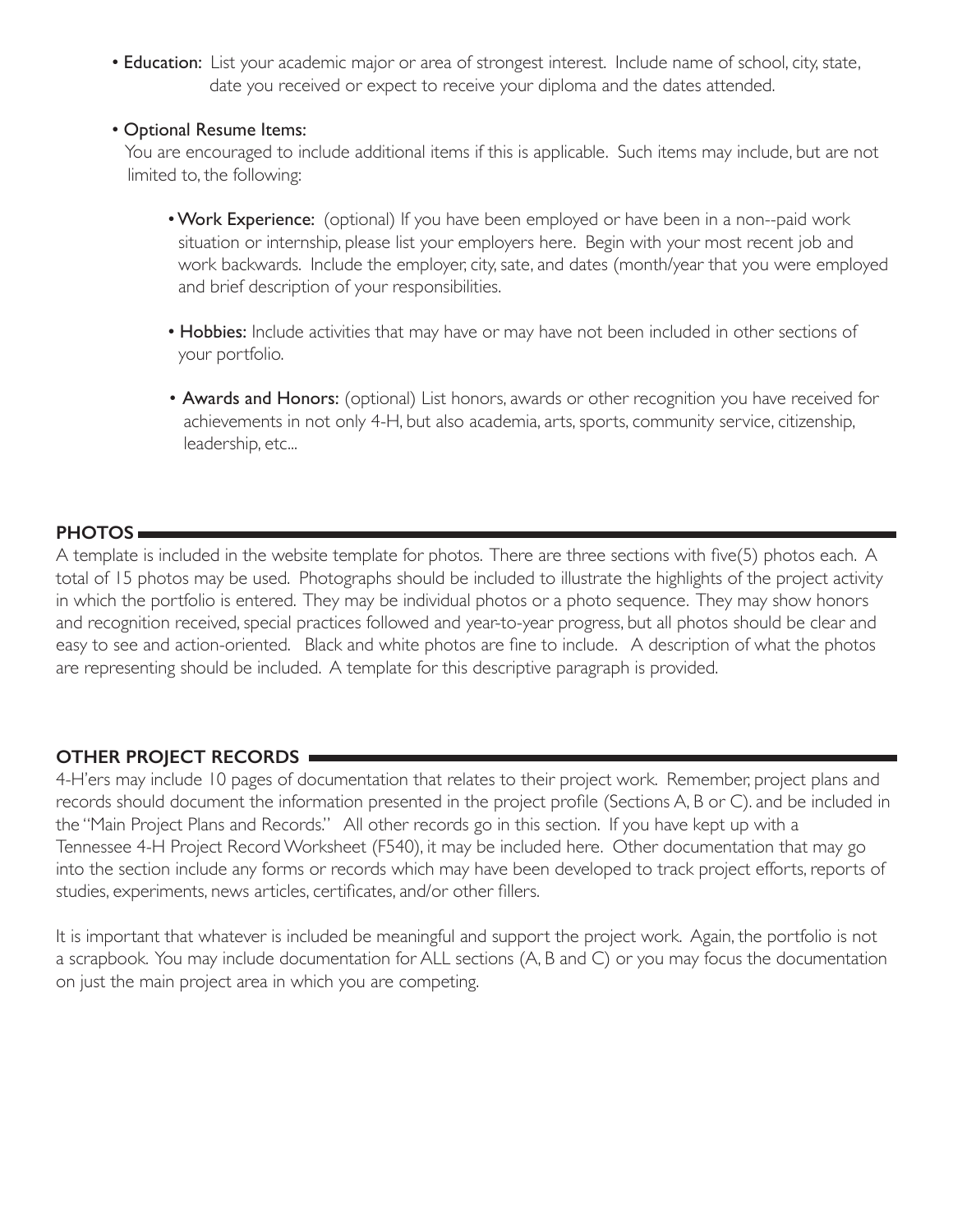- **Education:** List your academic major or area of strongest interest. Include name of school, city, state, date you received or expect to receive your diploma and the dates attended.

- Optional Resume Items:
  You are encouraged to include additional items if this is applicable. Such items may include, but are not limited to, the following:

  - **Work Experience:** (optional) If you have been employed or have been in a non--paid work situation or internship, please list your employers here. Begin with your most recent job and work backwards. Include the employer, city, sate, and dates (month/year that you were employed and brief description of your responsibilities.

  - **Hobbies:** Include activities that may have or may have not been included in other sections of your portfolio.

  - **Awards and Honors:** (optional) List honors, awards or other recognition you have received for achievements in not only 4-H, but also academia, arts, sports, community service, citizenship, leadership, etc...

## PHOTOS

A template is included in the website template for photos. There are three sections with five(5) photos each. A total of 15 photos may be used. Photographs should be included to illustrate the highlights of the project activity in which the portfolio is entered. They may be individual photos or a photo sequence. They may show honors and recognition received, special practices followed and year-to-year progress, but all photos should be clear and easy to see and action-oriented. Black and white photos are fine to include. A description of what the photos are representing should be included. A template for this descriptive paragraph is provided.

## OTHER PROJECT RECORDS

4-H'ers may include 10 pages of documentation that relates to their project work. Remember, project plans and records should document the information presented in the project profile (Sections A, B or C). and be included in the "Main Project Plans and Records." All other records go in this section. If you have kept up with a Tennessee 4-H Project Record Worksheet (F540), it may be included here. Other documentation that may go into the section include any forms or records which may have been developed to track project efforts, reports of studies, experiments, news articles, certificates, and/or other fillers.

It is important that whatever is included be meaningful and support the project work. Again, the portfolio is not a scrapbook. You may include documentation for ALL sections (A, B and C) or you may focus the documentation on just the main project area in which you are competing.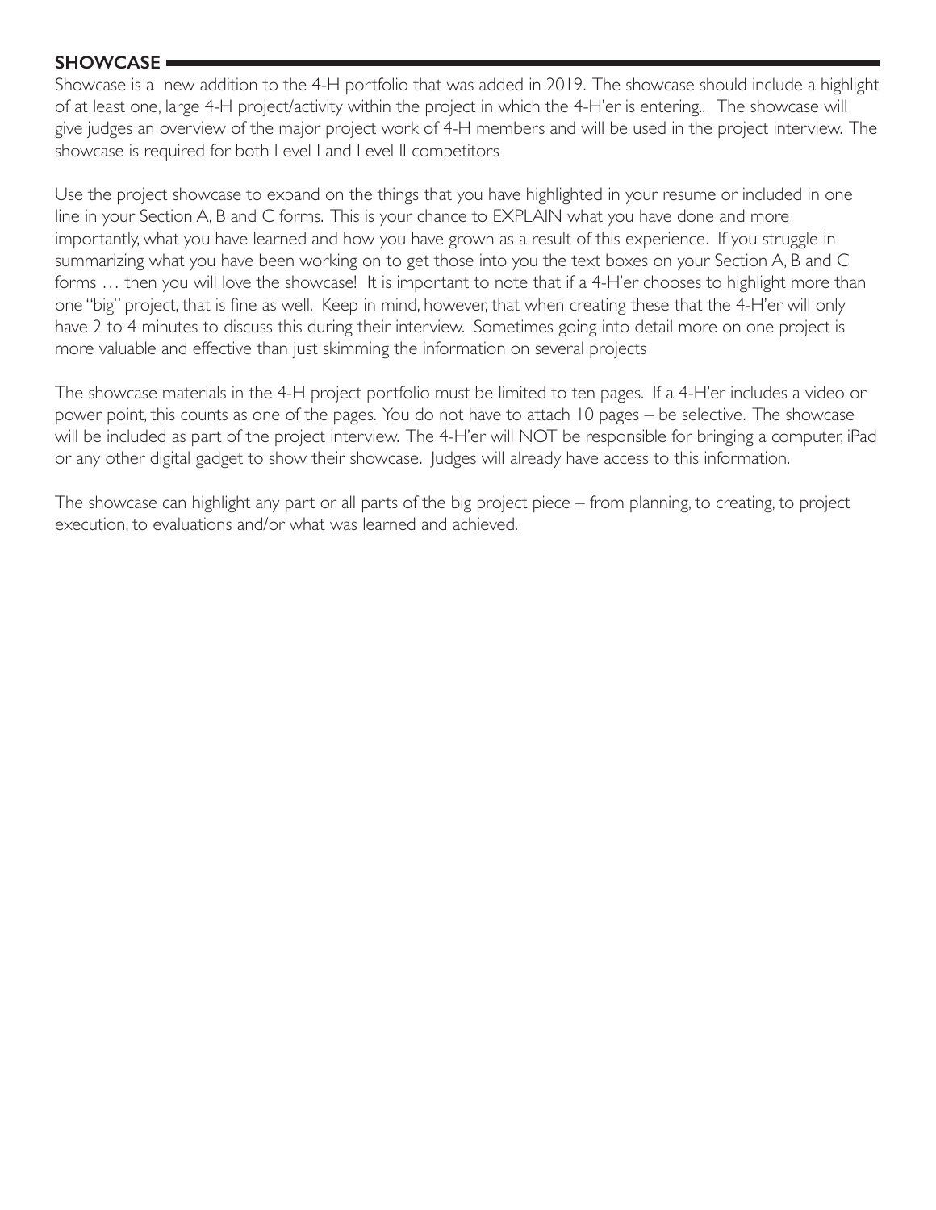## SHOWCASE

Showcase is a new addition to the 4-H portfolio that was added in 2019. The showcase should include a highlight of at least one, large 4-H project/activity within the project in which the 4-H'er is entering.. The showcase will give judges an overview of the major project work of 4-H members and will be used in the project interview. The showcase is required for both Level I and Level II competitors

Use the project showcase to expand on the things that you have highlighted in your resume or included in one line in your Section A, B and C forms. This is your chance to EXPLAIN what you have done and more importantly, what you have learned and how you have grown as a result of this experience. If you struggle in summarizing what you have been working on to get those into you the text boxes on your Section A, B and C forms … then you will love the showcase! It is important to note that if a 4-H'er chooses to highlight more than one "big" project, that is fine as well. Keep in mind, however, that when creating these that the 4-H'er will only have 2 to 4 minutes to discuss this during their interview. Sometimes going into detail more on one project is more valuable and effective than just skimming the information on several projects

The showcase materials in the 4-H project portfolio must be limited to ten pages. If a 4-H'er includes a video or power point, this counts as one of the pages. You do not have to attach 10 pages – be selective. The showcase will be included as part of the project interview. The 4-H'er will NOT be responsible for bringing a computer, iPad or any other digital gadget to show their showcase. Judges will already have access to this information.

The showcase can highlight any part or all parts of the big project piece – from planning, to creating, to project execution, to evaluations and/or what was learned and achieved.